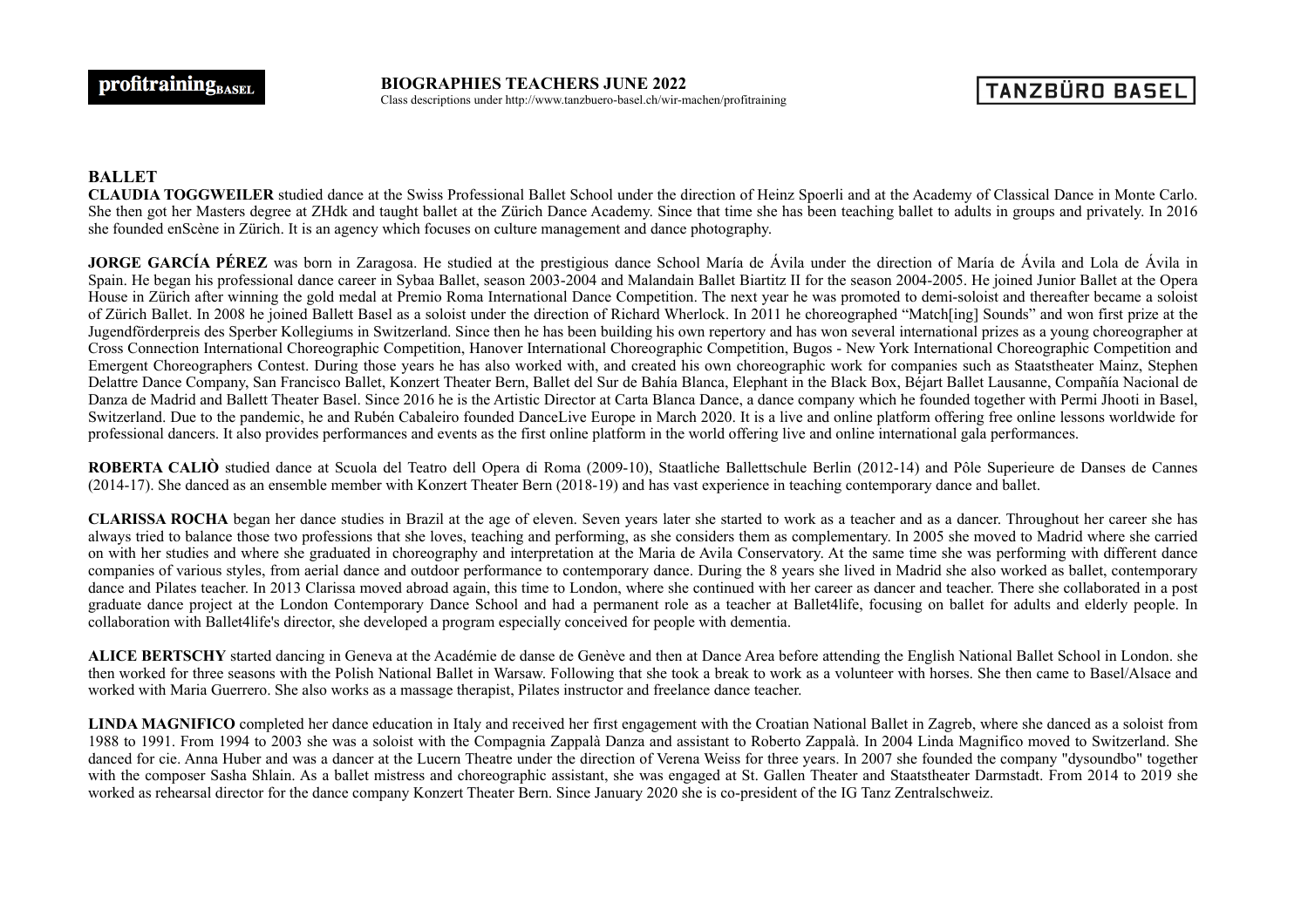profitraining BASEL

**BIOGRAPHIES TEACHERS JUNE 2022**
Class descriptions under http://www.tanzbuero-basel.ch/wir-machen/profitraining

TANZBÜRO BASEL

## BALLET

**CLAUDIA TOGGWEILER** studied dance at the Swiss Professional Ballet School under the direction of Heinz Spoerli and at the Academy of Classical Dance in Monte Carlo. She then got her Masters degree at ZHdk and taught ballet at the Zürich Dance Academy. Since that time she has been teaching ballet to adults in groups and privately. In 2016 she founded enScène in Zürich. It is an agency which focuses on culture management and dance photography.

**JORGE GARCÍA PÉREZ** was born in Zaragosa. He studied at the prestigious dance School María de Ávila under the direction of María de Ávila and Lola de Ávila in Spain. He began his professional dance career in Sybaa Ballet, season 2003-2004 and Malandain Ballet Biartitz II for the season 2004-2005. He joined Junior Ballet at the Opera House in Zürich after winning the gold medal at Premio Roma International Dance Competition. The next year he was promoted to demi-soloist and thereafter became a soloist of Zürich Ballet. In 2008 he joined Ballett Basel as a soloist under the direction of Richard Wherlock. In 2011 he choreographed "Match[ing] Sounds" and won first prize at the Jugendförderpreis des Sperber Kollegiums in Switzerland. Since then he has been building his own repertory and has won several international prizes as a young choreographer at Cross Connection International Choreographic Competition, Hanover International Choreographic Competition, Bugos - New York International Choreographic Competition and Emergent Choreographers Contest. During those years he has also worked with, and created his own choreographic work for companies such as Staatstheater Mainz, Stephen Delattre Dance Company, San Francisco Ballet, Konzert Theater Bern, Ballet del Sur de Bahía Blanca, Elephant in the Black Box, Béjart Ballet Lausanne, Compañía Nacional de Danza de Madrid and Ballett Theater Basel. Since 2016 he is the Artistic Director at Carta Blanca Dance, a dance company which he founded together with Permi Jhooti in Basel, Switzerland. Due to the pandemic, he and Rubén Cabaleiro founded DanceLive Europe in March 2020. It is a live and online platform offering free online lessons worldwide for professional dancers. It also provides performances and events as the first online platform in the world offering live and online international gala performances.

**ROBERTA CALIÒ** studied dance at Scuola del Teatro dell Opera di Roma (2009-10), Staatliche Ballettschule Berlin (2012-14) and Pôle Superieure de Danses de Cannes (2014-17). She danced as an ensemble member with Konzert Theater Bern (2018-19) and has vast experience in teaching contemporary dance and ballet.

**CLARISSA ROCHA** began her dance studies in Brazil at the age of eleven. Seven years later she started to work as a teacher and as a dancer. Throughout her career she has always tried to balance those two professions that she loves, teaching and performing, as she considers them as complementary. In 2005 she moved to Madrid where she carried on with her studies and where she graduated in choreography and interpretation at the Maria de Avila Conservatory. At the same time she was performing with different dance companies of various styles, from aerial dance and outdoor performance to contemporary dance. During the 8 years she lived in Madrid she also worked as ballet, contemporary dance and Pilates teacher. In 2013 Clarissa moved abroad again, this time to London, where she continued with her career as dancer and teacher. There she collaborated in a post graduate dance project at the London Contemporary Dance School and had a permanent role as a teacher at Ballet4life, focusing on ballet for adults and elderly people. In collaboration with Ballet4life's director, she developed a program especially conceived for people with dementia.

**ALICE BERTSCHY** started dancing in Geneva at the Académie de danse de Genève and then at Dance Area before attending the English National Ballet School in London. she then worked for three seasons with the Polish National Ballet in Warsaw. Following that she took a break to work as a volunteer with horses. She then came to Basel/Alsace and worked with Maria Guerrero. She also works as a massage therapist, Pilates instructor and freelance dance teacher.

**LINDA MAGNIFICO** completed her dance education in Italy and received her first engagement with the Croatian National Ballet in Zagreb, where she danced as a soloist from 1988 to 1991. From 1994 to 2003 she was a soloist with the Compagnia Zappalà Danza and assistant to Roberto Zappalà. In 2004 Linda Magnifico moved to Switzerland. She danced for cie. Anna Huber and was a dancer at the Lucern Theatre under the direction of Verena Weiss for three years. In 2007 she founded the company "dysoundbo" together with the composer Sasha Shlain. As a ballet mistress and choreographic assistant, she was engaged at St. Gallen Theater and Staatstheater Darmstadt. From 2014 to 2019 she worked as rehearsal director for the dance company Konzert Theater Bern. Since January 2020 she is co-president of the IG Tanz Zentralschweiz.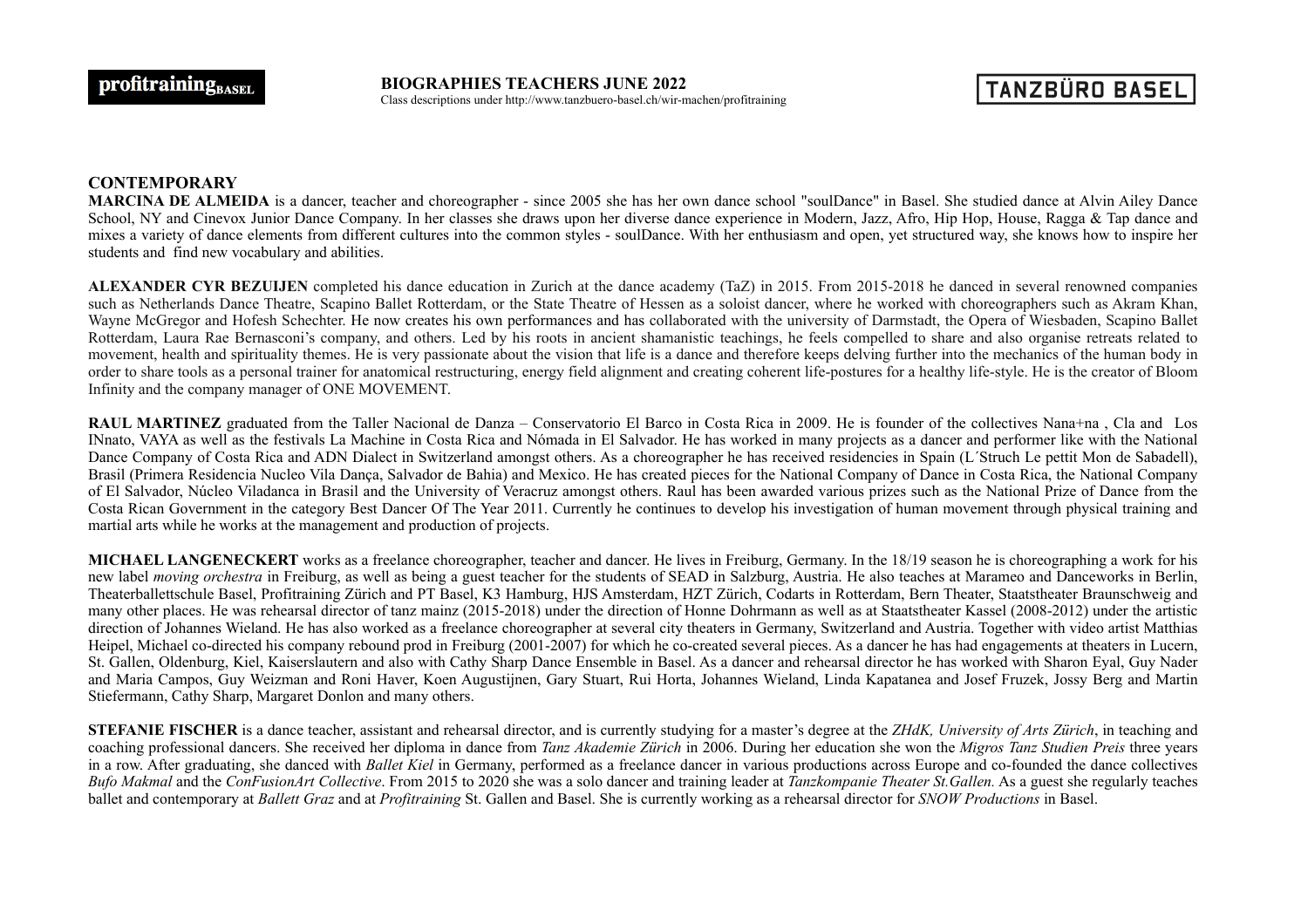**profitraining**BASEL

**BIOGRAPHIES TEACHERS JUNE 2022**
Class descriptions under http://www.tanzbuero-basel.ch/wir-machen/profitraining

TANZBÜRO BASEL

## CONTEMPORARY

**MARCINA DE ALMEIDA** is a dancer, teacher and choreographer - since 2005 she has her own dance school "soulDance" in Basel. She studied dance at Alvin Ailey Dance School, NY and Cinevox Junior Dance Company. In her classes she draws upon her diverse dance experience in Modern, Jazz, Afro, Hip Hop, House, Ragga & Tap dance and mixes a variety of dance elements from different cultures into the common styles - soulDance. With her enthusiasm and open, yet structured way, she knows how to inspire her students and find new vocabulary and abilities.

**ALEXANDER CYR BEZUIJEN** completed his dance education in Zurich at the dance academy (TaZ) in 2015. From 2015-2018 he danced in several renowned companies such as Netherlands Dance Theatre, Scapino Ballet Rotterdam, or the State Theatre of Hessen as a soloist dancer, where he worked with choreographers such as Akram Khan, Wayne McGregor and Hofesh Schechter. He now creates his own performances and has collaborated with the university of Darmstadt, the Opera of Wiesbaden, Scapino Ballet Rotterdam, Laura Rae Bernasconi's company, and others. Led by his roots in ancient shamanistic teachings, he feels compelled to share and also organise retreats related to movement, health and spirituality themes. He is very passionate about the vision that life is a dance and therefore keeps delving further into the mechanics of the human body in order to share tools as a personal trainer for anatomical restructuring, energy field alignment and creating coherent life-postures for a healthy life-style. He is the creator of Bloom Infinity and the company manager of ONE MOVEMENT.

**RAUL MARTINEZ** graduated from the Taller Nacional de Danza – Conservatorio El Barco in Costa Rica in 2009. He is founder of the collectives Nana+na , Cla and Los INnato, VAYA as well as the festivals La Machine in Costa Rica and Nómada in El Salvador. He has worked in many projects as a dancer and performer like with the National Dance Company of Costa Rica and ADN Dialect in Switzerland amongst others. As a choreographer he has received residencies in Spain (L´Struch Le pettit Mon de Sabadell), Brasil (Primera Residencia Nucleo Vila Dança, Salvador de Bahia) and Mexico. He has created pieces for the National Company of Dance in Costa Rica, the National Company of El Salvador, Núcleo Viladanca in Brasil and the University of Veracruz amongst others. Raul has been awarded various prizes such as the National Prize of Dance from the Costa Rican Government in the category Best Dancer Of The Year 2011. Currently he continues to develop his investigation of human movement through physical training and martial arts while he works at the management and production of projects.

**MICHAEL LANGENECKERT** works as a freelance choreographer, teacher and dancer. He lives in Freiburg, Germany. In the 18/19 season he is choreographing a work for his new label *moving orchestra* in Freiburg, as well as being a guest teacher for the students of SEAD in Salzburg, Austria. He also teaches at Marameo and Danceworks in Berlin, Theaterballettschule Basel, Profitraining Zürich and PT Basel, K3 Hamburg, HJS Amsterdam, HZT Zürich, Codarts in Rotterdam, Bern Theater, Staatstheater Braunschweig and many other places. He was rehearsal director of tanz mainz (2015-2018) under the direction of Honne Dohrmann as well as at Staatstheater Kassel (2008-2012) under the artistic direction of Johannes Wieland. He has also worked as a freelance choreographer at several city theaters in Germany, Switzerland and Austria. Together with video artist Matthias Heipel, Michael co-directed his company rebound prod in Freiburg (2001-2007) for which he co-created several pieces. As a dancer he has had engagements at theaters in Lucern, St. Gallen, Oldenburg, Kiel, Kaiserslautern and also with Cathy Sharp Dance Ensemble in Basel. As a dancer and rehearsal director he has worked with Sharon Eyal, Guy Nader and Maria Campos, Guy Weizman and Roni Haver, Koen Augustijnen, Gary Stuart, Rui Horta, Johannes Wieland, Linda Kapatanea and Josef Fruzek, Jossy Berg and Martin Stiefermann, Cathy Sharp, Margaret Donlon and many others.

**STEFANIE FISCHER** is a dance teacher, assistant and rehearsal director, and is currently studying for a master's degree at the *ZHdK, University of Arts Zürich*, in teaching and coaching professional dancers. She received her diploma in dance from *Tanz Akademie Zürich* in 2006. During her education she won the *Migros Tanz Studien Preis* three years in a row. After graduating, she danced with *Ballet Kiel* in Germany, performed as a freelance dancer in various productions across Europe and co-founded the dance collectives *Bufo Makmal* and the *ConFusionArt Collective*. From 2015 to 2020 she was a solo dancer and training leader at *Tanzkompanie Theater St.Gallen.* As a guest she regularly teaches ballet and contemporary at *Ballett Graz* and at *Profitraining* St. Gallen and Basel. She is currently working as a rehearsal director for *SNOW Productions* in Basel.